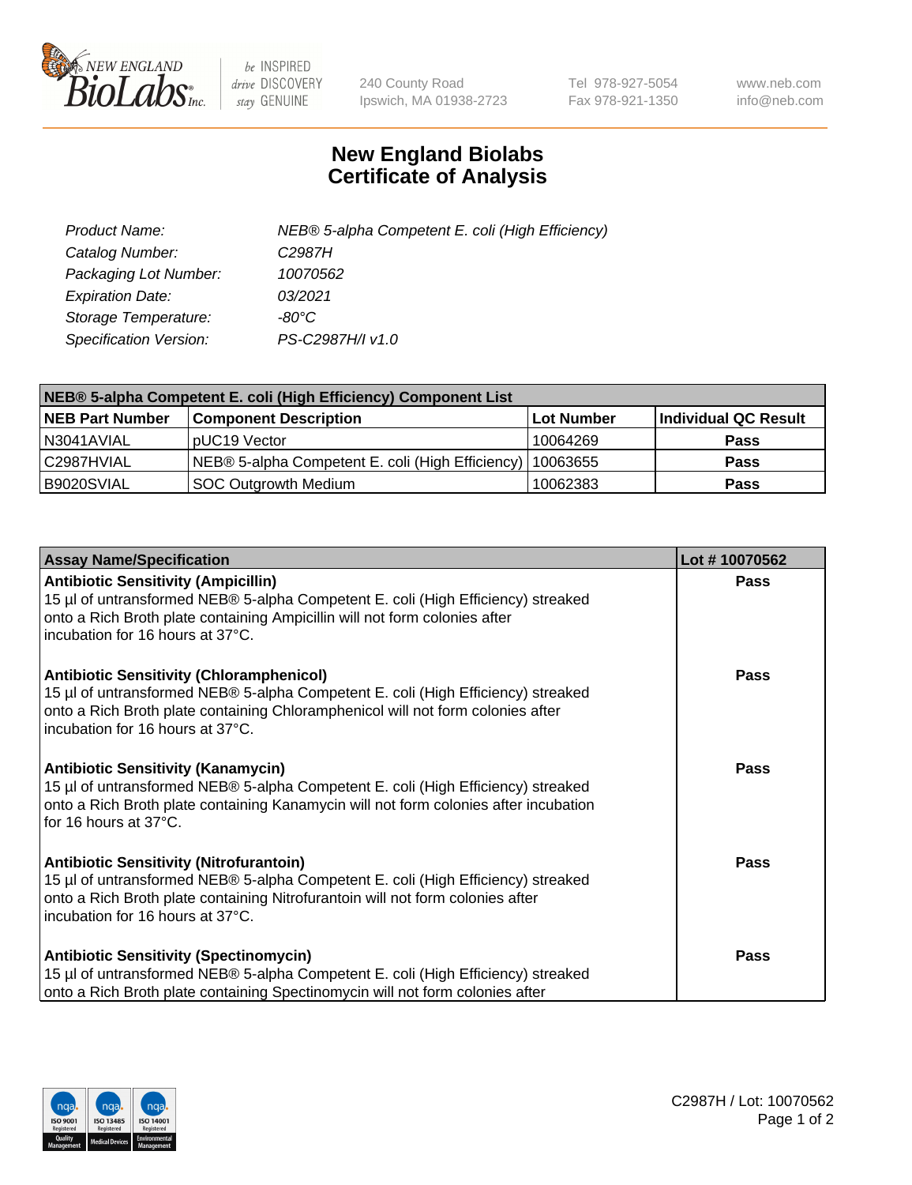# New England Biolabs Certificate of Analysis

| | |
|---|---|
| *Product Name:* | *NEB® 5-alpha Competent E. coli (High Efficiency)* |
| *Catalog Number:* | *C2987H* |
| *Packaging Lot Number:* | *10070562* |
| *Expiration Date:* | *03/2021* |
| *Storage Temperature:* | *-80°C* |
| *Specification Version:* | *PS-C2987H/I v1.0* |

| NEB® 5-alpha Competent E. coli (High Efficiency) Component List | | | |
|---|---|---|---|
| **NEB Part Number** | **Component Description** | **Lot Number** | **Individual QC Result** |
| N3041AVIAL | pUC19 Vector | 10064269 | **Pass** |
| C2987HVIAL | NEB® 5-alpha Competent E. coli (High Efficiency) | 10063655 | **Pass** |
| B9020SVIAL | SOC Outgrowth Medium | 10062383 | **Pass** |

| Assay Name/Specification | Lot # 10070562 |
|---|---|
| **Antibiotic Sensitivity (Ampicillin)**<br>15 µl of untransformed NEB® 5-alpha Competent E. coli (High Efficiency) streaked onto a Rich Broth plate containing Ampicillin will not form colonies after incubation for 16 hours at 37°C. | **Pass** |
| **Antibiotic Sensitivity (Chloramphenicol)**<br>15 µl of untransformed NEB® 5-alpha Competent E. coli (High Efficiency) streaked onto a Rich Broth plate containing Chloramphenicol will not form colonies after incubation for 16 hours at 37°C. | **Pass** |
| **Antibiotic Sensitivity (Kanamycin)**<br>15 µl of untransformed NEB® 5-alpha Competent E. coli (High Efficiency) streaked onto a Rich Broth plate containing Kanamycin will not form colonies after incubation for 16 hours at 37°C. | **Pass** |
| **Antibiotic Sensitivity (Nitrofurantoin)**<br>15 µl of untransformed NEB® 5-alpha Competent E. coli (High Efficiency) streaked onto a Rich Broth plate containing Nitrofurantoin will not form colonies after incubation for 16 hours at 37°C. | **Pass** |
| **Antibiotic Sensitivity (Spectinomycin)**<br>15 µl of untransformed NEB® 5-alpha Competent E. coli (High Efficiency) streaked onto a Rich Broth plate containing Spectinomycin will not form colonies after | **Pass** |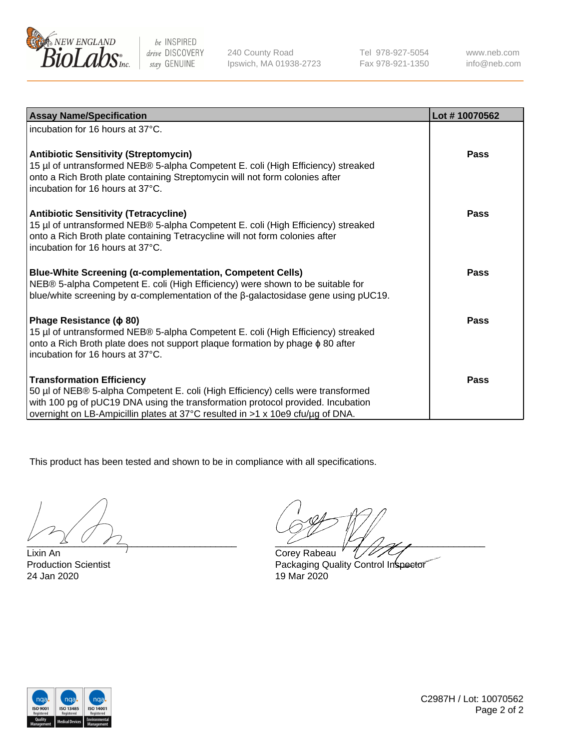| Assay Name/Specification | Lot # 10070562 |
| --- | --- |
| incubation for 16 hours at 37°C. | |
| **Antibiotic Sensitivity (Streptomycin)**<br>15 µl of untransformed NEB® 5-alpha Competent E. coli (High Efficiency) streaked onto a Rich Broth plate containing Streptomycin will not form colonies after incubation for 16 hours at 37°C. | Pass |
| **Antibiotic Sensitivity (Tetracycline)**<br>15 µl of untransformed NEB® 5-alpha Competent E. coli (High Efficiency) streaked onto a Rich Broth plate containing Tetracycline will not form colonies after incubation for 16 hours at 37°C. | Pass |
| **Blue-White Screening (α-complementation, Competent Cells)**<br>NEB® 5-alpha Competent E. coli (High Efficiency) were shown to be suitable for blue/white screening by α-complementation of the β-galactosidase gene using pUC19. | Pass |
| **Phage Resistance (ϕ 80)**<br>15 µl of untransformed NEB® 5-alpha Competent E. coli (High Efficiency) streaked onto a Rich Broth plate does not support plaque formation by phage ϕ 80 after incubation for 16 hours at 37°C. | Pass |
| **Transformation Efficiency**<br>50 µl of NEB® 5-alpha Competent E. coli (High Efficiency) cells were transformed with 100 pg of pUC19 DNA using the transformation protocol provided. Incubation overnight on LB-Ampicillin plates at 37°C resulted in >1 x 10e9 cfu/µg of DNA. | Pass |

This product has been tested and shown to be in compliance with all specifications.

Lixin An
Production Scientist
24 Jan 2020

Corey Rabeau
Packaging Quality Control Inspector
19 Mar 2020

C2987H / Lot: 10070562